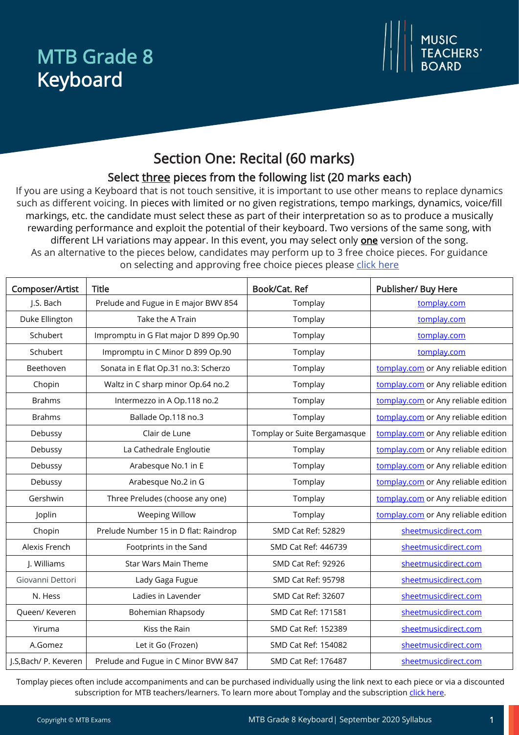# MTB Grade 8
# Keyboard

MUSIC TEACHERS' BOARD

## Section One: Recital (60 marks)

### Select <u>three</u> pieces from the following list (20 marks each)

If you are using a Keyboard that is not touch sensitive, it is important to use other means to replace dynamics such as different voicing. In pieces with limited or no given registrations, tempo markings, dynamics, voice/fill markings, etc. the candidate must select these as part of their interpretation so as to produce a musically rewarding performance and exploit the potential of their keyboard. Two versions of the same song, with different LH variations may appear. In this event, you may select only **<u>one</u>** version of the song.
As an alternative to the pieces below, candidates may perform up to 3 free choice pieces. For guidance on selecting and approving free choice pieces please [click here]

| Composer/Artist | Title | Book/Cat. Ref | Publisher/ Buy Here |
|---|---|---|---|
| J.S. Bach | Prelude and Fugue in E major BWV 854 | Tomplay | tomplay.com |
| Duke Ellington | Take the A Train | Tomplay | tomplay.com |
| Schubert | Impromptu in G Flat major D 899 Op.90 | Tomplay | tomplay.com |
| Schubert | Impromptu in C Minor D 899 Op.90 | Tomplay | tomplay.com |
| Beethoven | Sonata in E flat Op.31 no.3: Scherzo | Tomplay | tomplay.com or Any reliable edition |
| Chopin | Waltz in C sharp minor Op.64 no.2 | Tomplay | tomplay.com or Any reliable edition |
| Brahms | Intermezzo in A Op.118 no.2 | Tomplay | tomplay.com or Any reliable edition |
| Brahms | Ballade Op.118 no.3 | Tomplay | tomplay.com or Any reliable edition |
| Debussy | Clair de Lune | Tomplay or Suite Bergamasque | tomplay.com or Any reliable edition |
| Debussy | La Cathedrale Engloutie | Tomplay | tomplay.com or Any reliable edition |
| Debussy | Arabesque No.1 in E | Tomplay | tomplay.com or Any reliable edition |
| Debussy | Arabesque No.2 in G | Tomplay | tomplay.com or Any reliable edition |
| Gershwin | Three Preludes (choose any one) | Tomplay | tomplay.com or Any reliable edition |
| Joplin | Weeping Willow | Tomplay | tomplay.com or Any reliable edition |
| Chopin | Prelude Number 15 in D flat: Raindrop | SMD Cat Ref: 52829 | sheetmusicdirect.com |
| Alexis French | Footprints in the Sand | SMD Cat Ref: 446739 | sheetmusicdirect.com |
| J. Williams | Star Wars Main Theme | SMD Cat Ref: 92926 | sheetmusicdirect.com |
| Giovanni Dettori | Lady Gaga Fugue | SMD Cat Ref: 95798 | sheetmusicdirect.com |
| N. Hess | Ladies in Lavender | SMD Cat Ref: 32607 | sheetmusicdirect.com |
| Queen/ Keveren | Bohemian Rhapsody | SMD Cat Ref: 171581 | sheetmusicdirect.com |
| Yiruma | Kiss the Rain | SMD Cat Ref: 152389 | sheetmusicdirect.com |
| A.Gomez | Let it Go (Frozen) | SMD Cat Ref: 154082 | sheetmusicdirect.com |
| J.S,Bach/ P. Keveren | Prelude and Fugue in C Minor BVW 847 | SMD Cat Ref: 176487 | sheetmusicdirect.com |

Tomplay pieces often include accompaniments and can be purchased individually using the link next to each piece or via a discounted subscription for MTB teachers/learners. To learn more about Tomplay and the subscription [click here].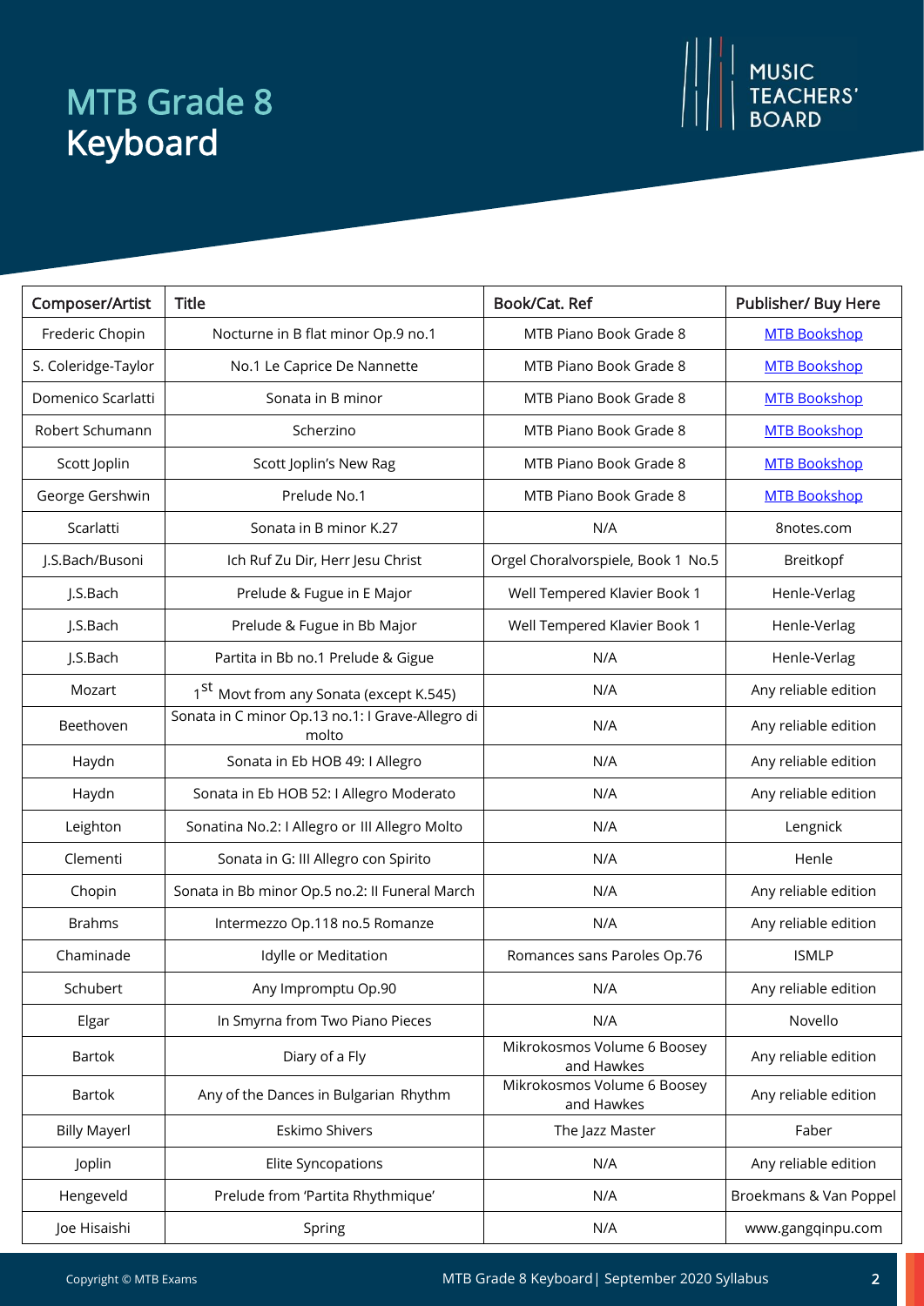# MTB Grade 8 Keyboard

| Composer/Artist | Title | Book/Cat. Ref | Publisher/ Buy Here |
|---|---|---|---|
| Frederic Chopin | Nocturne in B flat minor Op.9 no.1 | MTB Piano Book Grade 8 | MTB Bookshop |
| S. Coleridge-Taylor | No.1 Le Caprice De Nannette | MTB Piano Book Grade 8 | MTB Bookshop |
| Domenico Scarlatti | Sonata in B minor | MTB Piano Book Grade 8 | MTB Bookshop |
| Robert Schumann | Scherzino | MTB Piano Book Grade 8 | MTB Bookshop |
| Scott Joplin | Scott Joplin's New Rag | MTB Piano Book Grade 8 | MTB Bookshop |
| George Gershwin | Prelude No.1 | MTB Piano Book Grade 8 | MTB Bookshop |
| Scarlatti | Sonata in B minor K.27 | N/A | 8notes.com |
| J.S.Bach/Busoni | Ich Ruf Zu Dir, Herr Jesu Christ | Orgel Choralvorspiele, Book 1 No.5 | Breitkopf |
| J.S.Bach | Prelude & Fugue in E Major | Well Tempered Klavier Book 1 | Henle-Verlag |
| J.S.Bach | Prelude & Fugue in Bb Major | Well Tempered Klavier Book 1 | Henle-Verlag |
| J.S.Bach | Partita in Bb no.1 Prelude & Gigue | N/A | Henle-Verlag |
| Mozart | 1st Movt from any Sonata (except K.545) | N/A | Any reliable edition |
| Beethoven | Sonata in C minor Op.13 no.1: I Grave-Allegro di molto | N/A | Any reliable edition |
| Haydn | Sonata in Eb HOB 49: I Allegro | N/A | Any reliable edition |
| Haydn | Sonata in Eb HOB 52: I Allegro Moderato | N/A | Any reliable edition |
| Leighton | Sonatina No.2: I Allegro or III Allegro Molto | N/A | Lengnick |
| Clementi | Sonata in G: III Allegro con Spirito | N/A | Henle |
| Chopin | Sonata in Bb minor Op.5 no.2: II Funeral March | N/A | Any reliable edition |
| Brahms | Intermezzo Op.118 no.5 Romanze | N/A | Any reliable edition |
| Chaminade | Idylle or Meditation | Romances sans Paroles Op.76 | ISMLP |
| Schubert | Any Impromptu Op.90 | N/A | Any reliable edition |
| Elgar | In Smyrna from Two Piano Pieces | N/A | Novello |
| Bartok | Diary of a Fly | Mikrokosmos Volume 6 Boosey and Hawkes | Any reliable edition |
| Bartok | Any of the Dances in Bulgarian Rhythm | Mikrokosmos Volume 6 Boosey and Hawkes | Any reliable edition |
| Billy Mayerl | Eskimo Shivers | The Jazz Master | Faber |
| Joplin | Elite Syncopations | N/A | Any reliable edition |
| Hengeveld | Prelude from 'Partita Rhythmique' | N/A | Broekmans & Van Poppel |
| Joe Hisaishi | Spring | N/A | www.gangqinpu.com |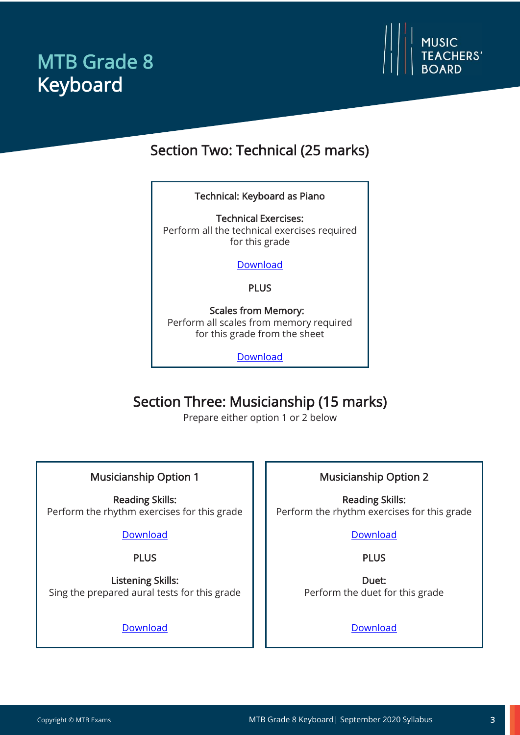# MTB Grade 8 Keyboard

MUSIC TEACHERS' BOARD

## Section Two: Technical (25 marks)

**Technical: Keyboard as Piano**

**Technical Exercises:**
Perform all the technical exercises required for this grade

Download

PLUS

**Scales from Memory:**
Perform all scales from memory required for this grade from the sheet

Download

## Section Three: Musicianship (15 marks)

Prepare either option 1 or 2 below

### Musicianship Option 1

**Reading Skills:**
Perform the rhythm exercises for this grade

Download

PLUS

**Listening Skills:**
Sing the prepared aural tests for this grade

Download

### Musicianship Option 2

**Reading Skills:**
Perform the rhythm exercises for this grade

Download

PLUS

**Duet:**
Perform the duet for this grade

Download